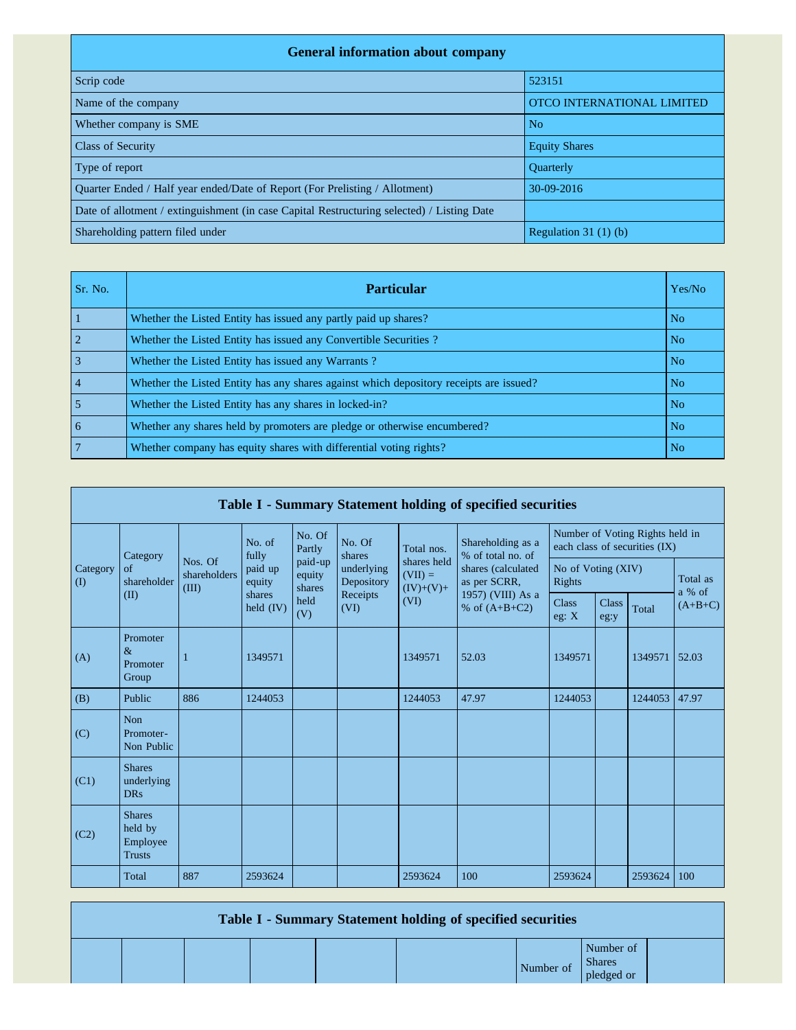| General information about company | |
|---|---|
| Scrip code | 523151 |
| Name of the company | OTCO INTERNATIONAL LIMITED |
| Whether company is SME | No |
| Class of Security | Equity Shares |
| Type of report | Quarterly |
| Quarter Ended / Half year ended/Date of Report (For Prelisting / Allotment) | 30-09-2016 |
| Date of allotment / extinguishment (in case Capital Restructuring selected) / Listing Date | |
| Shareholding pattern filed under | Regulation 31 (1) (b) |

| Sr. No. | Particular | Yes/No |
|---|---|---|
| 1 | Whether the Listed Entity has issued any partly paid up shares? | No |
| 2 | Whether the Listed Entity has issued any Convertible Securities ? | No |
| 3 | Whether the Listed Entity has issued any Warrants ? | No |
| 4 | Whether the Listed Entity has any shares against which depository receipts are issued? | No |
| 5 | Whether the Listed Entity has any shares in locked-in? | No |
| 6 | Whether any shares held by promoters are pledge or otherwise encumbered? | No |
| 7 | Whether company has equity shares with differential voting rights? | No |

**Table I - Summary Statement holding of specified securities**

| Category (I) | Category of shareholder (II) | Nos. Of shareholders (III) | No. of fully paid up equity shares held (IV) | No. Of Partly paid-up equity shares held (V) | No. Of shares underlying Depository Receipts (VI) | Total nos. shares held (VII) = (IV)+(V)+ (VI) | Shareholding as a % of total no. of shares (calculated as per SCRR, 1957) (VIII) As a % of (A+B+C2) | Number of Voting Rights held in each class of securities (IX) | | | |
|---|---|---|---|---|---|---|---|---|---|---|---|
| | | | | | | | | No of Voting (XIV) Rights | | | Total as a % of (A+B+C) |
| | | | | | | | | Class eg: X | Class eg:y | Total | |
| (A) | Promoter & Promoter Group | 1 | 1349571 | | | 1349571 | 52.03 | 1349571 | | 1349571 | 52.03 |
| (B) | Public | 886 | 1244053 | | | 1244053 | 47.97 | 1244053 | | 1244053 | 47.97 |
| (C) | Non Promoter- Non Public | | | | | | | | | | |
| (C1) | Shares underlying DRs | | | | | | | | | | |
| (C2) | Shares held by Employee Trusts | | | | | | | | | | |
| | Total | 887 | 2593624 | | | 2593624 | 100 | 2593624 | | 2593624 | 100 |

**Table I - Summary Statement holding of specified securities**

| | | | | | | Number of | Number of Shares pledged or | |
|---|---|---|---|---|---|---|---|---|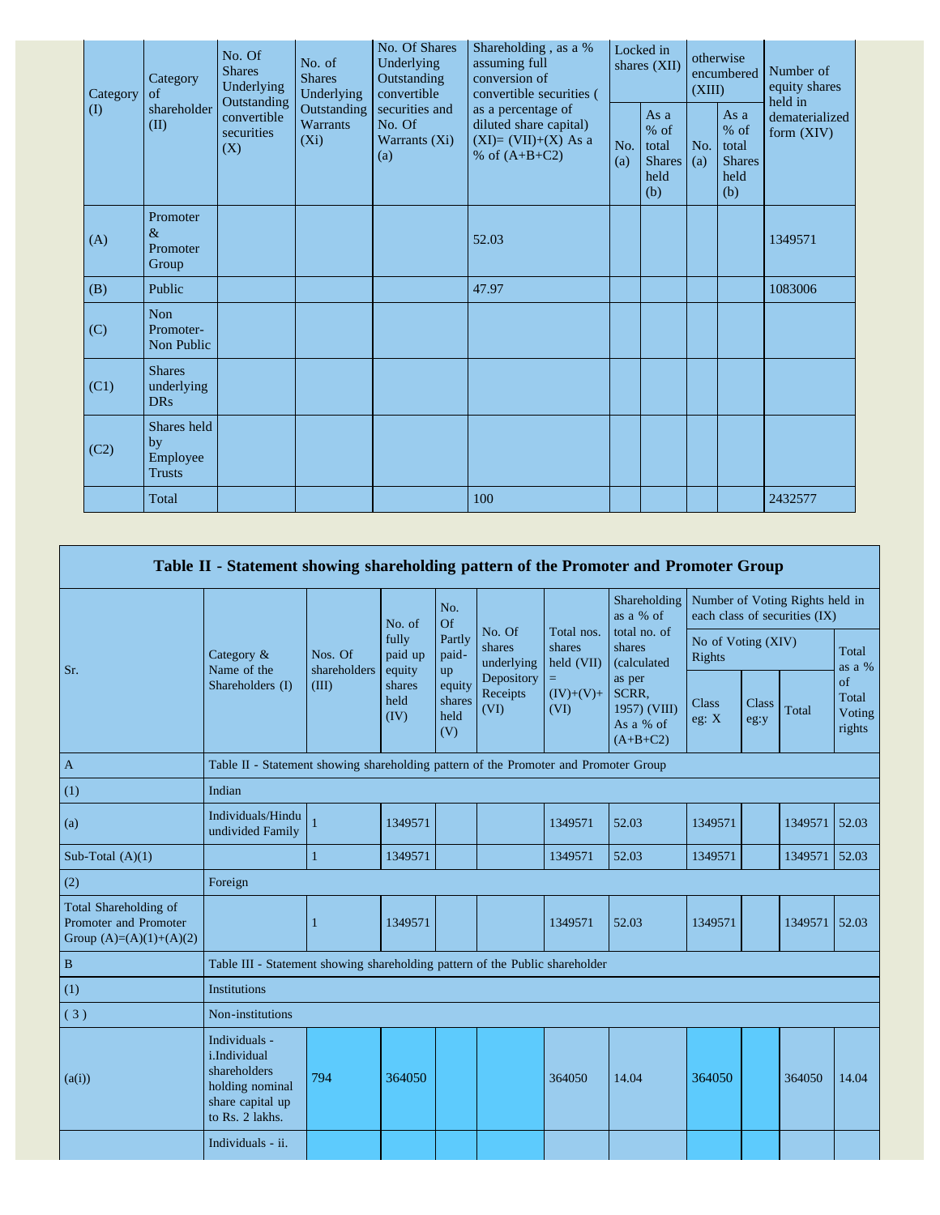| Category (I) | Category of shareholder (II) | No. Of Shares Underlying Outstanding convertible securities (X) | No. of Shares Underlying Outstanding Warrants (Xi) | No. Of Shares Underlying Outstanding convertible securities and No. Of Warrants (Xi) (a) | Shareholding , as a % assuming full conversion of convertible securities ( as a percentage of diluted share capital) (XI)= (VII)+(X) As a % of (A+B+C2) | Locked in shares (XII) | | otherwise encumbered (XIII) | | Number of equity shares held in dematerialized form (XIV) |
|---|---|---|---|---|---|---|---|---|---|---|
| | | | | | | No. (a) | As a % of total Shares held (b) | No. (a) | As a % of total Shares held (b) | |
| (A) | Promoter & Promoter Group | | | | 52.03 | | | | | 1349571 |
| (B) | Public | | | | 47.97 | | | | | 1083006 |
| (C) | Non Promoter- Non Public | | | | | | | | | |
| (C1) | Shares underlying DRs | | | | | | | | | |
| (C2) | Shares held by Employee Trusts | | | | | | | | | |
| | Total | | | | 100 | | | | | 2432577 |

## Table II - Statement showing shareholding pattern of the Promoter and Promoter Group

| Sr. | Category & Name of the Shareholders (I) | Nos. Of shareholders (III) | No. of fully paid up equity shares held (IV) | No. Of Partly paid-up equity shares held (V) | No. Of shares underlying Depository Receipts (VI) | Total nos. shares held (VII) = (IV)+(V)+ (VI) | Shareholding as a % of total no. of shares (calculated as per SCRR, 1957) (VIII) As a % of (A+B+C2) | Number of Voting Rights held in each class of securities (IX) | | | |
|---|---|---|---|---|---|---|---|---|---|---|---|
| | | | | | | | | No of Voting (XIV) Rights | | | Total as a % of Total Voting rights |
| | | | | | | | | Class eg: X | Class eg:y | Total | |
| A | Table II - Statement showing shareholding pattern of the Promoter and Promoter Group | | | | | | | | | | |
| (1) | Indian | | | | | | | | | | |
| (a) | Individuals/Hindu undivided Family | 1 | 1349571 | | | 1349571 | 52.03 | 1349571 | | 1349571 | 52.03 |
| Sub-Total (A)(1) | | 1 | 1349571 | | | 1349571 | 52.03 | 1349571 | | 1349571 | 52.03 |
| (2) | Foreign | | | | | | | | | | |
| Total Shareholding of Promoter and Promoter Group (A)=(A)(1)+(A)(2) | | 1 | 1349571 | | | 1349571 | 52.03 | 1349571 | | 1349571 | 52.03 |
| B | Table III - Statement showing shareholding pattern of the Public shareholder | | | | | | | | | | |
| (1) | Institutions | | | | | | | | | | |
| ( 3 ) | Non-institutions | | | | | | | | | | |
| (a(i)) | Individuals - i.Individual shareholders holding nominal share capital up to Rs. 2 lakhs. | 794 | 364050 | | | 364050 | 14.04 | 364050 | | 364050 | 14.04 |
| | Individuals - ii. | | | | | | | | | | |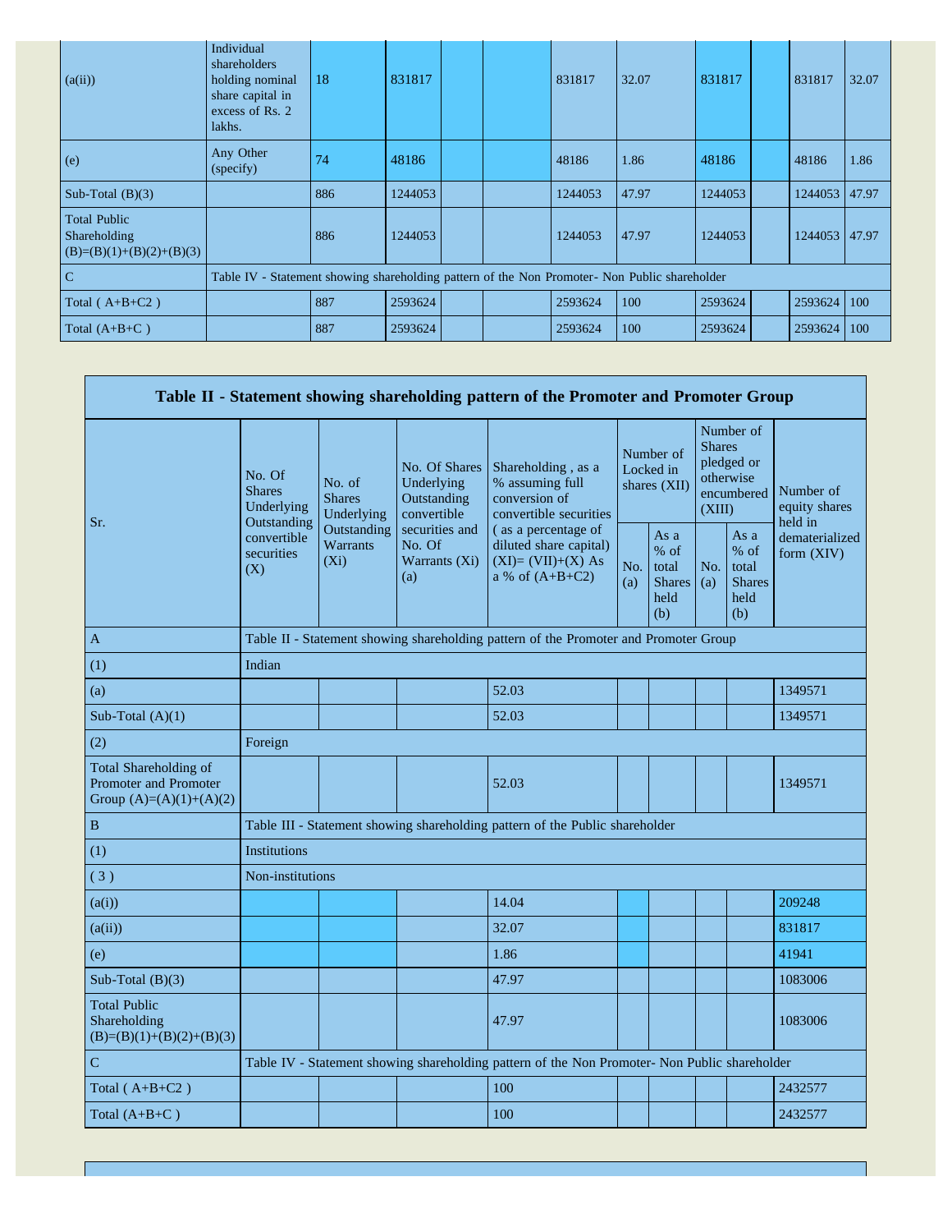| | | | | | | | | | | | | |
|---|---|---|---|---|---|---|---|---|---|---|---|---|
| (a(ii)) | Individual shareholders holding nominal share capital in excess of Rs. 2 lakhs. | 18 | 831817 | | | 831817 | 32.07 | 831817 | | 831817 | 32.07 |
| (e) | Any Other (specify) | 74 | 48186 | | | 48186 | 1.86 | 48186 | | 48186 | 1.86 |
| Sub-Total (B)(3) | | 886 | 1244053 | | | 1244053 | 47.97 | 1244053 | | 1244053 | 47.97 |
| Total Public Shareholding (B)=(B)(1)+(B)(2)+(B)(3) | | 886 | 1244053 | | | 1244053 | 47.97 | 1244053 | | 1244053 | 47.97 |
| C | Table IV - Statement showing shareholding pattern of the Non Promoter- Non Public shareholder | | | | | | | | | | |
| Total ( A+B+C2 ) | | 887 | 2593624 | | | 2593624 | 100 | 2593624 | | 2593624 | 100 |
| Total (A+B+C ) | | 887 | 2593624 | | | 2593624 | 100 | 2593624 | | 2593624 | 100 |

## Table II - Statement showing shareholding pattern of the Promoter and Promoter Group

| Sr. | No. Of Shares Underlying Outstanding convertible securities (X) | No. of Shares Underlying Outstanding Warrants (Xi) | No. Of Shares Underlying Outstanding convertible securities and No. Of Warrants (Xi) (a) | Shareholding , as a % assuming full conversion of convertible securities ( as a percentage of diluted share capital) (XI)= (VII)+(X) As a % of (A+B+C2) | Number of Locked in shares (XII) | | Number of Shares pledged or otherwise encumbered (XIII) | | Number of equity shares held in dematerialized form (XIV) |
|---|---|---|---|---|---|---|---|---|---|
| | | | | | No. (a) | As a % of total Shares held (b) | No. (a) | As a % of total Shares held (b) | |
| A | Table II - Statement showing shareholding pattern of the Promoter and Promoter Group | | | | | | | | |
| (1) | Indian | | | | | | | | |
| (a) | | | | 52.03 | | | | | 1349571 |
| Sub-Total (A)(1) | | | | 52.03 | | | | | 1349571 |
| (2) | Foreign | | | | | | | | |
| Total Shareholding of Promoter and Promoter Group (A)=(A)(1)+(A)(2) | | | | 52.03 | | | | | 1349571 |
| B | Table III - Statement showing shareholding pattern of the Public shareholder | | | | | | | | |
| (1) | Institutions | | | | | | | | |
| ( 3 ) | Non-institutions | | | | | | | | |
| (a(i)) | | | | 14.04 | | | | | 209248 |
| (a(ii)) | | | | 32.07 | | | | | 831817 |
| (e) | | | | 1.86 | | | | | 41941 |
| Sub-Total (B)(3) | | | | 47.97 | | | | | 1083006 |
| Total Public Shareholding (B)=(B)(1)+(B)(2)+(B)(3) | | | | 47.97 | | | | | 1083006 |
| C | Table IV - Statement showing shareholding pattern of the Non Promoter- Non Public shareholder | | | | | | | | |
| Total ( A+B+C2 ) | | | | 100 | | | | | 2432577 |
| Total (A+B+C ) | | | | 100 | | | | | 2432577 |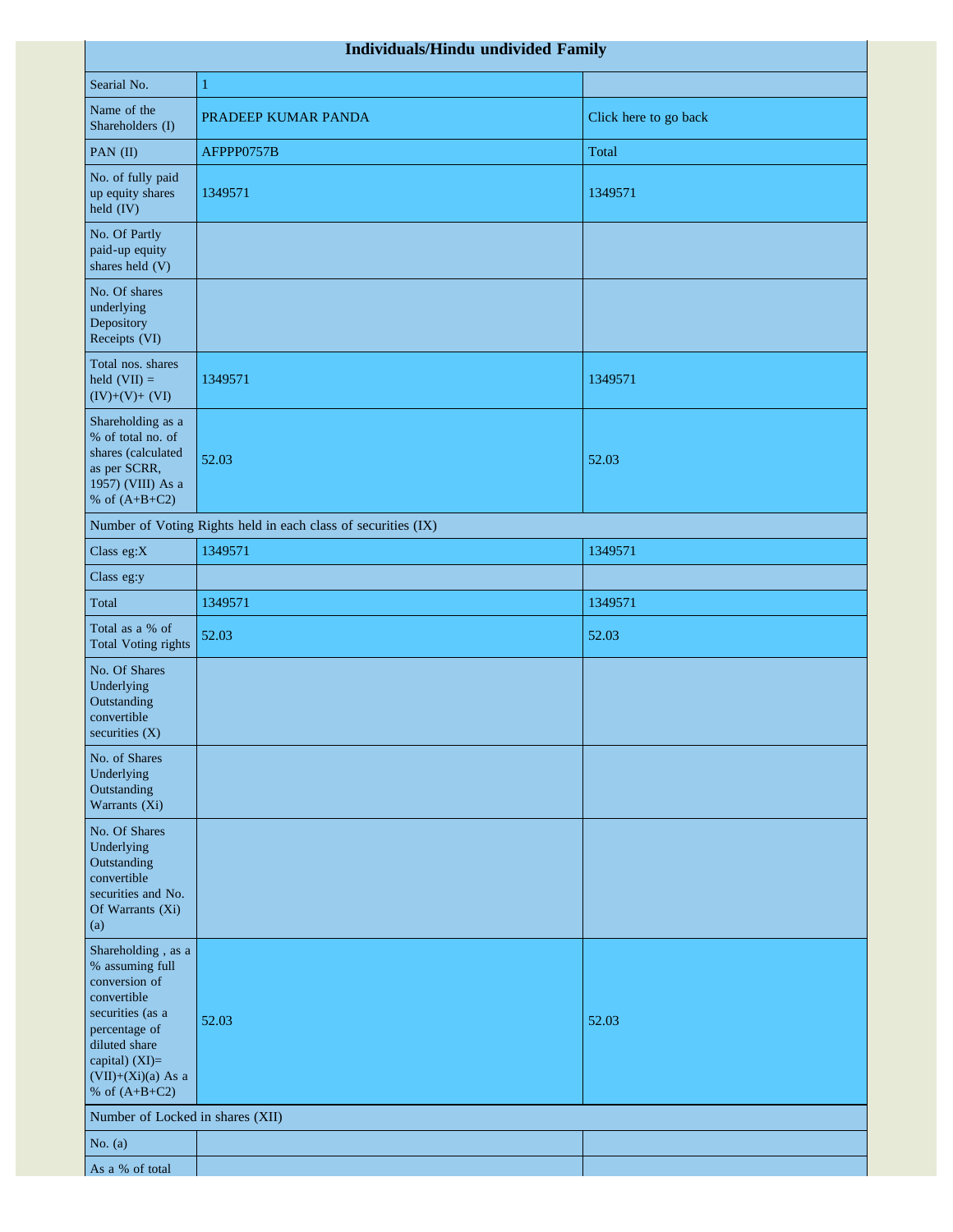| Individuals/Hindu undivided Family | | |
|---|---|---|
| Searial No. | 1 | |
| Name of the Shareholders (I) | PRADEEP KUMAR PANDA | Click here to go back |
| PAN (II) | AFPPP0757B | Total |
| No. of fully paid up equity shares held (IV) | 1349571 | 1349571 |
| No. Of Partly paid-up equity shares held (V) | | |
| No. Of shares underlying Depository Receipts (VI) | | |
| Total nos. shares held (VII) = (IV)+(V)+ (VI) | 1349571 | 1349571 |
| Shareholding as a % of total no. of shares (calculated as per SCRR, 1957) (VIII) As a % of (A+B+C2) | 52.03 | 52.03 |
| Number of Voting Rights held in each class of securities (IX) | | |
| Class eg:X | 1349571 | 1349571 |
| Class eg:y | | |
| Total | 1349571 | 1349571 |
| Total as a % of Total Voting rights | 52.03 | 52.03 |
| No. Of Shares Underlying Outstanding convertible securities (X) | | |
| No. of Shares Underlying Outstanding Warrants (Xi) | | |
| No. Of Shares Underlying Outstanding convertible securities and No. Of Warrants (Xi) (a) | | |
| Shareholding , as a % assuming full conversion of convertible securities (as a percentage of diluted share capital) (XI)= (VII)+(Xi)(a) As a % of (A+B+C2) | 52.03 | 52.03 |
| Number of Locked in shares (XII) | | |
| No. (a) | | |
| As a % of total | | |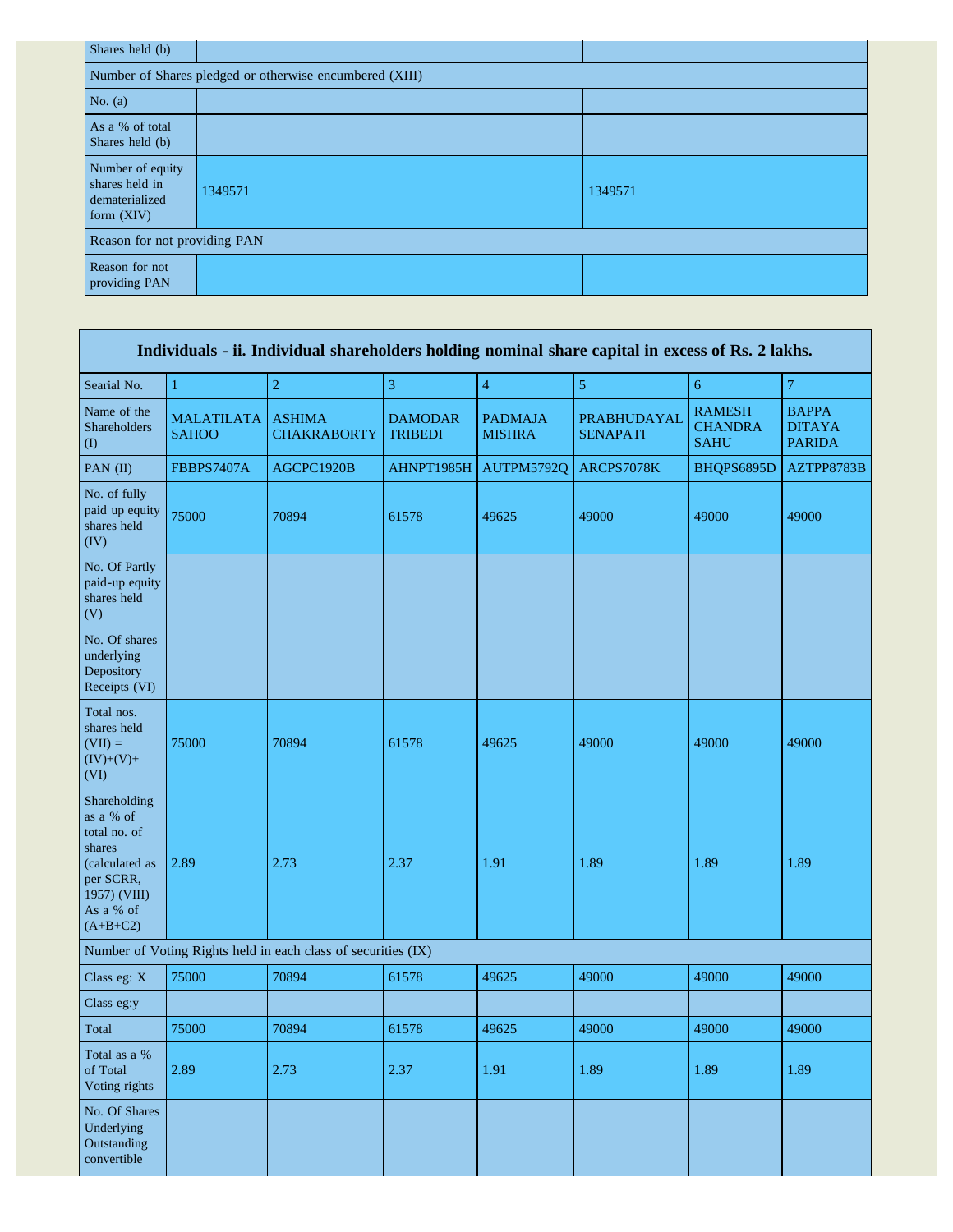| | | |
|---|---|---|
| Shares held (b) | | |
| Number of Shares pledged or otherwise encumbered (XIII) | | |
| No. (a) | | |
| As a % of total Shares held (b) | | |
| Number of equity shares held in dematerialized form (XIV) | 1349571 | 1349571 |
| Reason for not providing PAN | | |
| Reason for not providing PAN | | |

| Individuals - ii. Individual shareholders holding nominal share capital in excess of Rs. 2 lakhs. | | | | | | | |
|---|---|---|---|---|---|---|---|
| Searial No. | 1 | 2 | 3 | 4 | 5 | 6 | 7 |
| Name of the Shareholders (I) | MALATILATA SAHOO | ASHIMA CHAKRABORTY | DAMODAR TRIBEDI | PADMAJA MISHRA | PRABHUDAYAL SENAPATI | RAMESH CHANDRA SAHU | BAPPA DITAYA PARIDA |
| PAN (II) | FBBPS7407A | AGCPC1920B | AHNPT1985H | AUTPM5792Q | ARCPS7078K | BHQPS6895D | AZTPP8783B |
| No. of fully paid up equity shares held (IV) | 75000 | 70894 | 61578 | 49625 | 49000 | 49000 | 49000 |
| No. Of Partly paid-up equity shares held (V) | | | | | | | |
| No. Of shares underlying Depository Receipts (VI) | | | | | | | |
| Total nos. shares held (VII) = (IV)+(V)+ (VI) | 75000 | 70894 | 61578 | 49625 | 49000 | 49000 | 49000 |
| Shareholding as a % of total no. of shares (calculated as per SCRR, 1957) (VIII) As a % of (A+B+C2) | 2.89 | 2.73 | 2.37 | 1.91 | 1.89 | 1.89 | 1.89 |
| Number of Voting Rights held in each class of securities (IX) | | | | | | | |
| Class eg: X | 75000 | 70894 | 61578 | 49625 | 49000 | 49000 | 49000 |
| Class eg:y | | | | | | | |
| Total | 75000 | 70894 | 61578 | 49625 | 49000 | 49000 | 49000 |
| Total as a % of Total Voting rights | 2.89 | 2.73 | 2.37 | 1.91 | 1.89 | 1.89 | 1.89 |
| No. Of Shares Underlying Outstanding convertible | | | | | | | |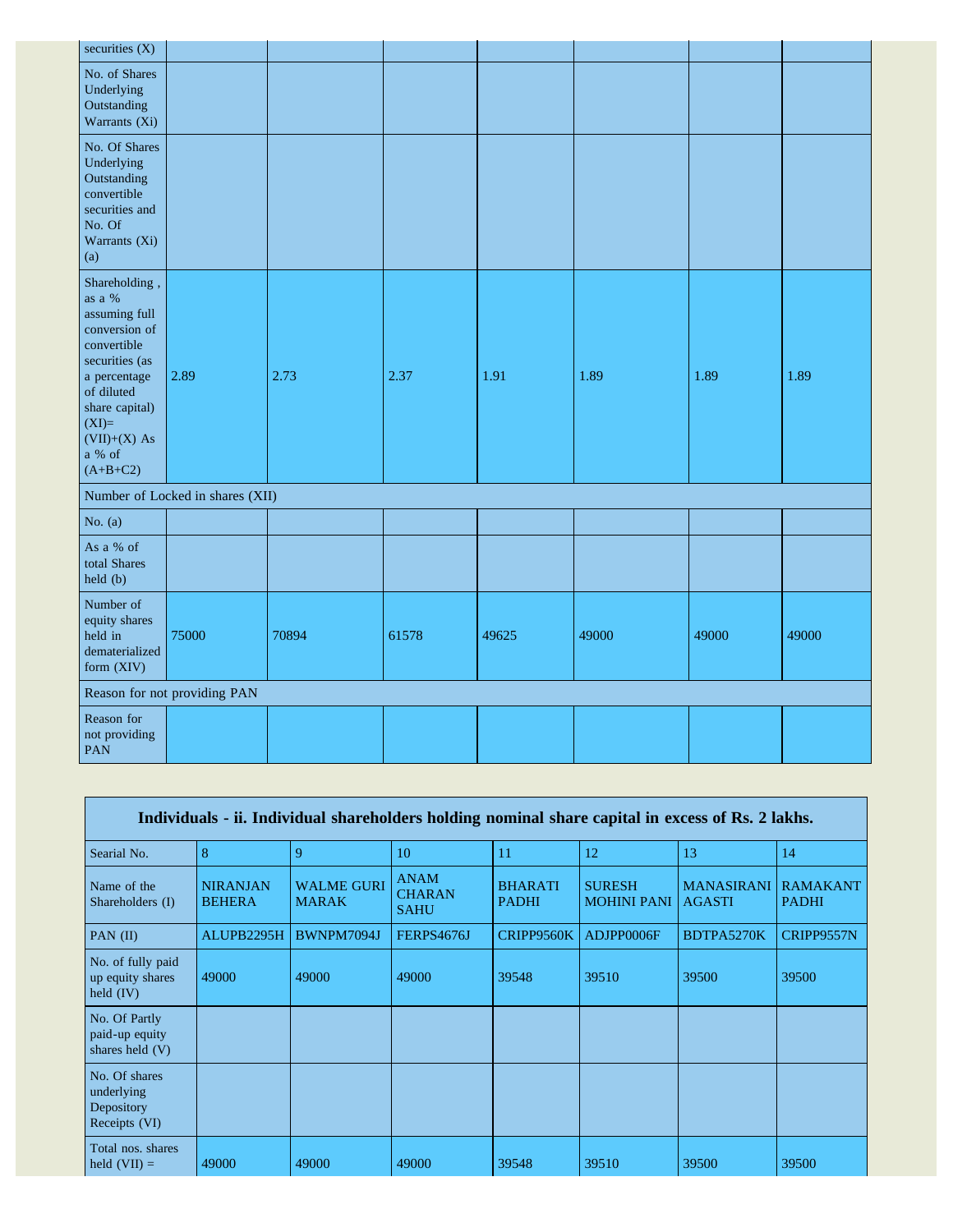| | | | | | | | |
|---|---|---|---|---|---|---|---|
| securities (X) | | | | | | | |
| No. of Shares Underlying Outstanding Warrants (Xi) | | | | | | | |
| No. Of Shares Underlying Outstanding convertible securities and No. Of Warrants (Xi) (a) | | | | | | | |
| Shareholding , as a % assuming full conversion of convertible securities (as a percentage of diluted share capital) (XI)= (VII)+(X) As a % of (A+B+C2) | 2.89 | 2.73 | 2.37 | 1.91 | 1.89 | 1.89 | 1.89 |
| Number of Locked in shares (XII) | | | | | | | |
| No. (a) | | | | | | | |
| As a % of total Shares held (b) | | | | | | | |
| Number of equity shares held in dematerialized form (XIV) | 75000 | 70894 | 61578 | 49625 | 49000 | 49000 | 49000 |
| Reason for not providing PAN | | | | | | | |
| Reason for not providing PAN | | | | | | | |

| Individuals - ii. Individual shareholders holding nominal share capital in excess of Rs. 2 lakhs. | | | | | | | |
|---|---|---|---|---|---|---|---|
| Searial No. | 8 | 9 | 10 | 11 | 12 | 13 | 14 |
| Name of the Shareholders (I) | NIRANJAN BEHERA | WALME GURI MARAK | ANAM CHARAN SAHU | BHARATI PADHI | SURESH MOHINI PANI | MANASIRANI AGASTI | RAMAKANT PADHI |
| PAN (II) | ALUPB2295H | BWNPM7094J | FERPS4676J | CRIPP9560K | ADJPP0006F | BDTPA5270K | CRIPP9557N |
| No. of fully paid up equity shares held (IV) | 49000 | 49000 | 49000 | 39548 | 39510 | 39500 | 39500 |
| No. Of Partly paid-up equity shares held (V) | | | | | | | |
| No. Of shares underlying Depository Receipts (VI) | | | | | | | |
| Total nos. shares held (VII) = | 49000 | 49000 | 49000 | 39548 | 39510 | 39500 | 39500 |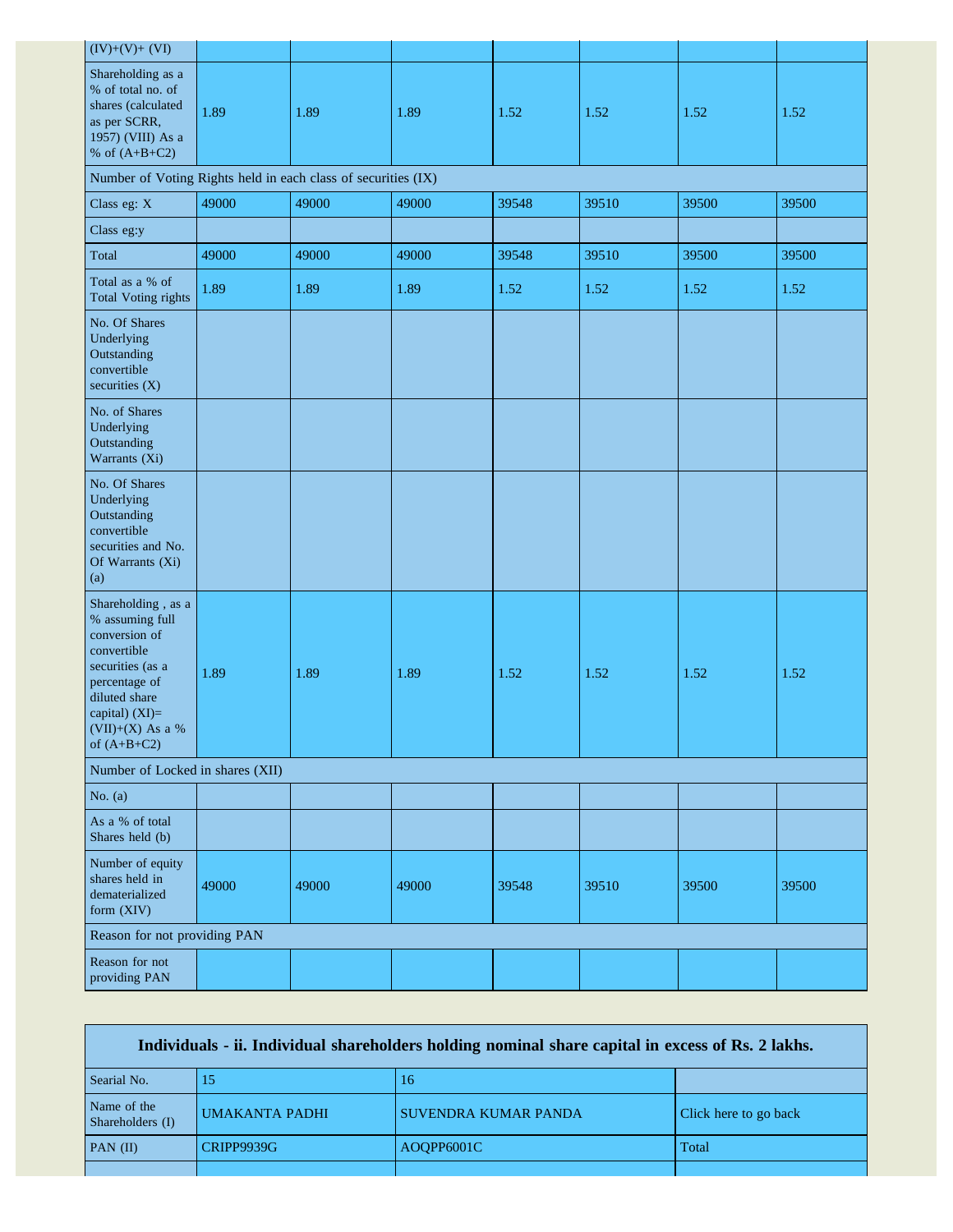| (IV)+(V)+ (VI) | | | | | | | |
|---|---|---|---|---|---|---|---|
| Shareholding as a % of total no. of shares (calculated as per SCRR, 1957) (VIII) As a % of (A+B+C2) | 1.89 | 1.89 | 1.89 | 1.52 | 1.52 | 1.52 | 1.52 |
| Number of Voting Rights held in each class of securities (IX) | | | | | | | |
| Class eg: X | 49000 | 49000 | 49000 | 39548 | 39510 | 39500 | 39500 |
| Class eg:y | | | | | | | |
| Total | 49000 | 49000 | 49000 | 39548 | 39510 | 39500 | 39500 |
| Total as a % of Total Voting rights | 1.89 | 1.89 | 1.89 | 1.52 | 1.52 | 1.52 | 1.52 |
| No. Of Shares Underlying Outstanding convertible securities (X) | | | | | | | |
| No. of Shares Underlying Outstanding Warrants (Xi) | | | | | | | |
| No. Of Shares Underlying Outstanding convertible securities and No. Of Warrants (Xi) (a) | | | | | | | |
| Shareholding , as a % assuming full conversion of convertible securities (as a percentage of diluted share capital) (XI)= (VII)+(X) As a % of (A+B+C2) | 1.89 | 1.89 | 1.89 | 1.52 | 1.52 | 1.52 | 1.52 |
| Number of Locked in shares (XII) | | | | | | | |
| No. (a) | | | | | | | |
| As a % of total Shares held (b) | | | | | | | |
| Number of equity shares held in dematerialized form (XIV) | 49000 | 49000 | 49000 | 39548 | 39510 | 39500 | 39500 |
| Reason for not providing PAN | | | | | | | |
| Reason for not providing PAN | | | | | | | |

| Individuals - ii. Individual shareholders holding nominal share capital in excess of Rs. 2 lakhs. | | | |
|---|---|---|---|
| Searial No. | 15 | 16 | |
| Name of the Shareholders (I) | UMAKANTA PADHI | SUVENDRA KUMAR PANDA | Click here to go back |
| PAN (II) | CRIPP9939G | AOQPP6001C | Total |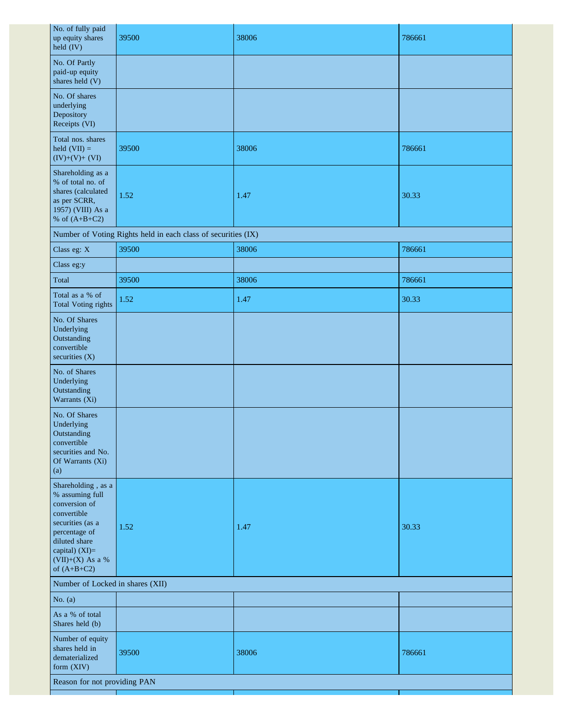| | | | |
|---|---|---|---|
| No. of fully paid up equity shares held (IV) | 39500 | 38006 | 786661 |
| No. Of Partly paid-up equity shares held (V) | | | |
| No. Of shares underlying Depository Receipts (VI) | | | |
| Total nos. shares held (VII) = (IV)+(V)+ (VI) | 39500 | 38006 | 786661 |
| Shareholding as a % of total no. of shares (calculated as per SCRR, 1957) (VIII) As a % of (A+B+C2) | 1.52 | 1.47 | 30.33 |
| Number of Voting Rights held in each class of securities (IX) | | | |
| Class eg: X | 39500 | 38006 | 786661 |
| Class eg:y | | | |
| Total | 39500 | 38006 | 786661 |
| Total as a % of Total Voting rights | 1.52 | 1.47 | 30.33 |
| No. Of Shares Underlying Outstanding convertible securities (X) | | | |
| No. of Shares Underlying Outstanding Warrants (Xi) | | | |
| No. Of Shares Underlying Outstanding convertible securities and No. Of Warrants (Xi) (a) | | | |
| Shareholding , as a % assuming full conversion of convertible securities (as a percentage of diluted share capital) (XI)= (VII)+(X) As a % of (A+B+C2) | 1.52 | 1.47 | 30.33 |
| Number of Locked in shares (XII) | | | |
| No. (a) | | | |
| As a % of total Shares held (b) | | | |
| Number of equity shares held in dematerialized form (XIV) | 39500 | 38006 | 786661 |
| Reason for not providing PAN | | | |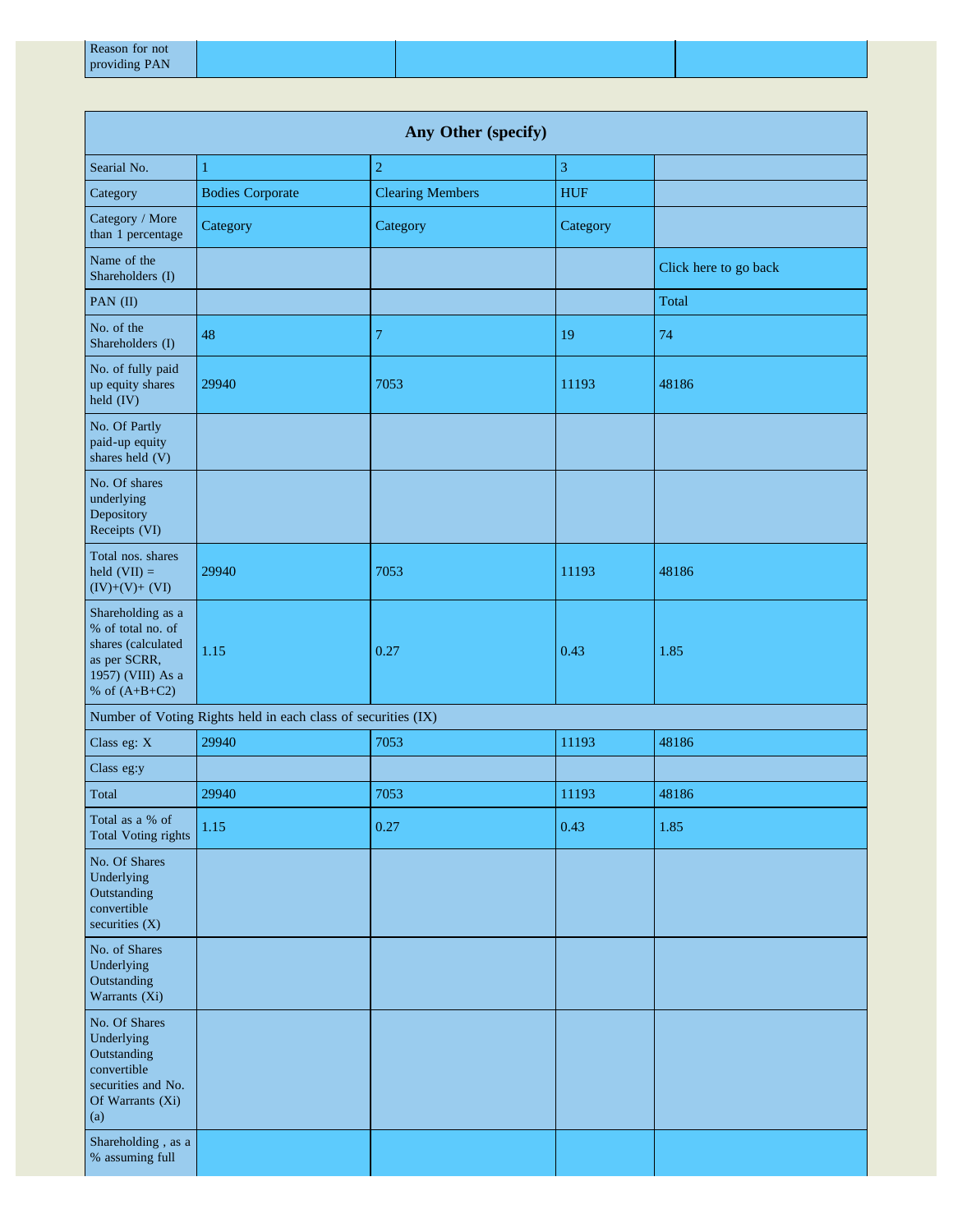| Reason for not providing PAN | | | |
|---|---|---|---|

| Any Other (specify) | | | | |
|---|---|---|---|---|
| Searial No. | 1 | 2 | 3 | |
| Category | Bodies Corporate | Clearing Members | HUF | |
| Category / More than 1 percentage | Category | Category | Category | |
| Name of the Shareholders (I) | | | | Click here to go back |
| PAN (II) | | | | Total |
| No. of the Shareholders (I) | 48 | 7 | 19 | 74 |
| No. of fully paid up equity shares held (IV) | 29940 | 7053 | 11193 | 48186 |
| No. Of Partly paid-up equity shares held (V) | | | | |
| No. Of shares underlying Depository Receipts (VI) | | | | |
| Total nos. shares held (VII) = (IV)+(V)+ (VI) | 29940 | 7053 | 11193 | 48186 |
| Shareholding as a % of total no. of shares (calculated as per SCRR, 1957) (VIII) As a % of (A+B+C2) | 1.15 | 0.27 | 0.43 | 1.85 |
| Number of Voting Rights held in each class of securities (IX) | | | | |
| Class eg: X | 29940 | 7053 | 11193 | 48186 |
| Class eg:y | | | | |
| Total | 29940 | 7053 | 11193 | 48186 |
| Total as a % of Total Voting rights | 1.15 | 0.27 | 0.43 | 1.85 |
| No. Of Shares Underlying Outstanding convertible securities (X) | | | | |
| No. of Shares Underlying Outstanding Warrants (Xi) | | | | |
| No. Of Shares Underlying Outstanding convertible securities and No. Of Warrants (Xi) (a) | | | | |
| Shareholding , as a % assuming full | | | | |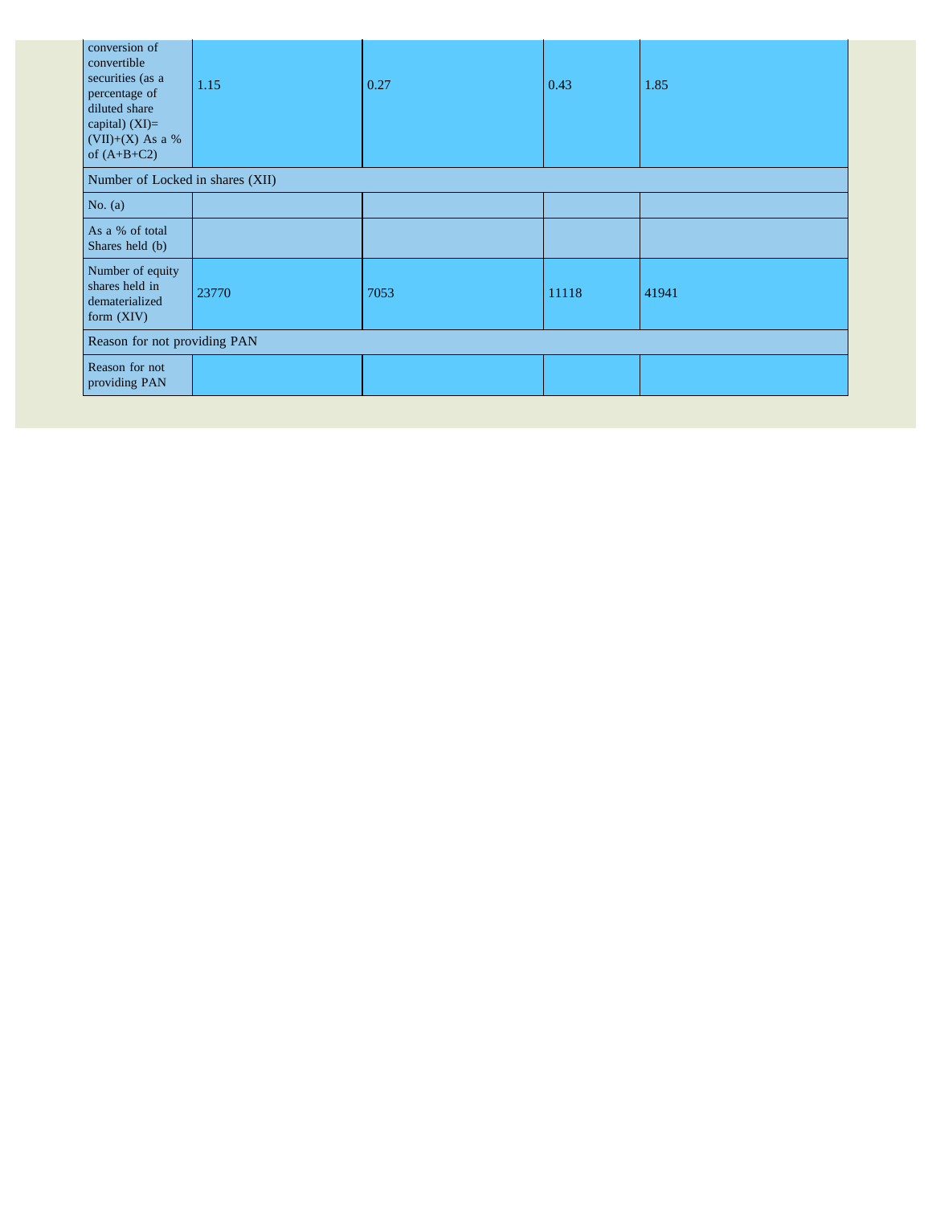| | | | | |
|---|---|---|---|---|
| conversion of convertible securities (as a percentage of diluted share capital) (XI)= (VII)+(X) As a % of (A+B+C2) | 1.15 | 0.27 | 0.43 | 1.85 |
| Number of Locked in shares (XII) | | | | |
| No. (a) | | | | |
| As a % of total Shares held (b) | | | | |
| Number of equity shares held in dematerialized form (XIV) | 23770 | 7053 | 11118 | 41941 |
| Reason for not providing PAN | | | | |
| Reason for not providing PAN | | | | |